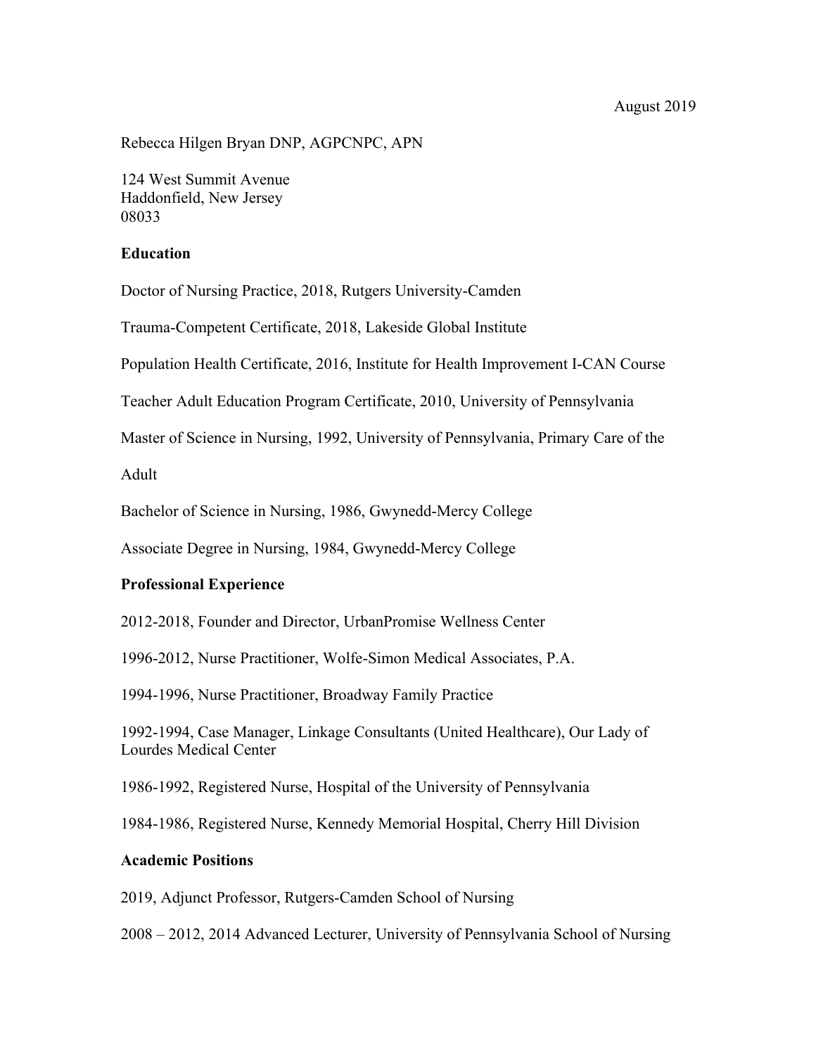August 2019

Rebecca Hilgen Bryan DNP, AGPCNPC, APN

124 West Summit Avenue
Haddonfield, New Jersey
08033

## Education

Doctor of Nursing Practice, 2018, Rutgers University-Camden

Trauma-Competent Certificate, 2018, Lakeside Global Institute

Population Health Certificate, 2016, Institute for Health Improvement I-CAN Course

Teacher Adult Education Program Certificate, 2010, University of Pennsylvania

Master of Science in Nursing, 1992, University of Pennsylvania, Primary Care of the Adult

Bachelor of Science in Nursing, 1986, Gwynedd-Mercy College

Associate Degree in Nursing, 1984, Gwynedd-Mercy College

## Professional Experience

2012-2018, Founder and Director, UrbanPromise Wellness Center

1996-2012, Nurse Practitioner, Wolfe-Simon Medical Associates, P.A.

1994-1996, Nurse Practitioner, Broadway Family Practice

1992-1994, Case Manager, Linkage Consultants (United Healthcare), Our Lady of Lourdes Medical Center

1986-1992, Registered Nurse, Hospital of the University of Pennsylvania

1984-1986, Registered Nurse, Kennedy Memorial Hospital, Cherry Hill Division

## Academic Positions

2019, Adjunct Professor, Rutgers-Camden School of Nursing

2008 – 2012, 2014 Advanced Lecturer, University of Pennsylvania School of Nursing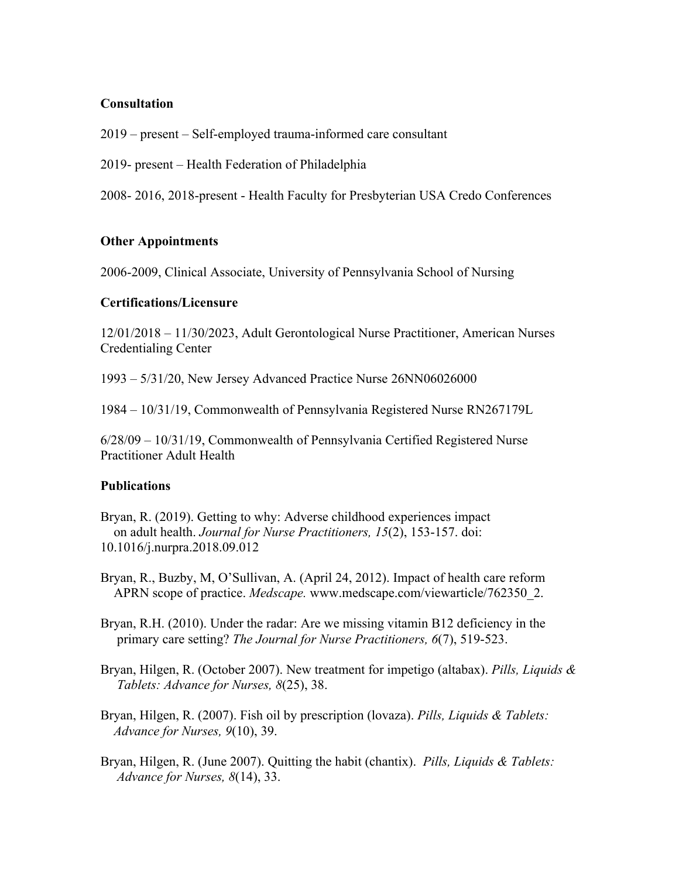**Consultation**

2019 – present – Self-employed trauma-informed care consultant

2019- present – Health Federation of Philadelphia

2008- 2016, 2018-present - Health Faculty for Presbyterian USA Credo Conferences

**Other Appointments**

2006-2009, Clinical Associate, University of Pennsylvania School of Nursing

**Certifications/Licensure**

12/01/2018 – 11/30/2023, Adult Gerontological Nurse Practitioner, American Nurses Credentialing Center

1993 – 5/31/20, New Jersey Advanced Practice Nurse 26NN06026000

1984 – 10/31/19, Commonwealth of Pennsylvania Registered Nurse RN267179L

6/28/09 – 10/31/19, Commonwealth of Pennsylvania Certified Registered Nurse Practitioner Adult Health

**Publications**

Bryan, R. (2019). Getting to why: Adverse childhood experiences impact on adult health. *Journal for Nurse Practitioners, 15*(2), 153-157. doi: 10.1016/j.nurpra.2018.09.012

Bryan, R., Buzby, M, O'Sullivan, A. (April 24, 2012). Impact of health care reform APRN scope of practice. *Medscape.* www.medscape.com/viewarticle/762350_2.

Bryan, R.H. (2010). Under the radar: Are we missing vitamin B12 deficiency in the primary care setting? *The Journal for Nurse Practitioners, 6*(7), 519-523.

Bryan, Hilgen, R. (October 2007). New treatment for impetigo (altabax). *Pills, Liquids & Tablets: Advance for Nurses, 8*(25), 38.

Bryan, Hilgen, R. (2007). Fish oil by prescription (lovaza). *Pills, Liquids & Tablets: Advance for Nurses, 9*(10), 39.

Bryan, Hilgen, R. (June 2007). Quitting the habit (chantix). *Pills, Liquids & Tablets: Advance for Nurses, 8*(14), 33.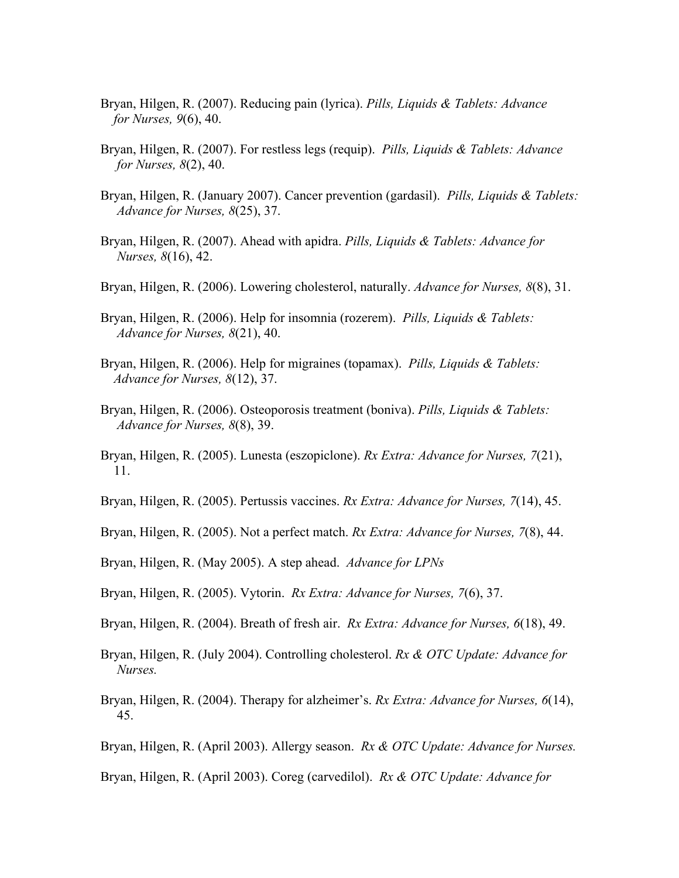Bryan, Hilgen, R. (2007). Reducing pain (lyrica). *Pills, Liquids & Tablets: Advance for Nurses, 9*(6), 40.

Bryan, Hilgen, R. (2007). For restless legs (requip). *Pills, Liquids & Tablets: Advance for Nurses, 8*(2), 40.

Bryan, Hilgen, R. (January 2007). Cancer prevention (gardasil). *Pills, Liquids & Tablets: Advance for Nurses, 8*(25), 37.

Bryan, Hilgen, R. (2007). Ahead with apidra. *Pills, Liquids & Tablets: Advance for Nurses, 8*(16), 42.

Bryan, Hilgen, R. (2006). Lowering cholesterol, naturally. *Advance for Nurses, 8*(8), 31.

Bryan, Hilgen, R. (2006). Help for insomnia (rozerem). *Pills, Liquids & Tablets: Advance for Nurses, 8*(21), 40.

Bryan, Hilgen, R. (2006). Help for migraines (topamax). *Pills, Liquids & Tablets: Advance for Nurses, 8*(12), 37.

Bryan, Hilgen, R. (2006). Osteoporosis treatment (boniva). *Pills, Liquids & Tablets: Advance for Nurses, 8*(8), 39.

Bryan, Hilgen, R. (2005). Lunesta (eszopiclone). *Rx Extra: Advance for Nurses, 7*(21), 11.

Bryan, Hilgen, R. (2005). Pertussis vaccines. *Rx Extra: Advance for Nurses, 7*(14), 45.

Bryan, Hilgen, R. (2005). Not a perfect match. *Rx Extra: Advance for Nurses, 7*(8), 44.

Bryan, Hilgen, R. (May 2005). A step ahead. *Advance for LPNs*

Bryan, Hilgen, R. (2005). Vytorin. *Rx Extra: Advance for Nurses, 7*(6), 37.

Bryan, Hilgen, R. (2004). Breath of fresh air. *Rx Extra: Advance for Nurses, 6*(18), 49.

Bryan, Hilgen, R. (July 2004). Controlling cholesterol. *Rx & OTC Update: Advance for Nurses.*

Bryan, Hilgen, R. (2004). Therapy for alzheimer's. *Rx Extra: Advance for Nurses, 6*(14), 45.

Bryan, Hilgen, R. (April 2003). Allergy season. *Rx & OTC Update: Advance for Nurses.*

Bryan, Hilgen, R. (April 2003). Coreg (carvedilol). *Rx & OTC Update: Advance for*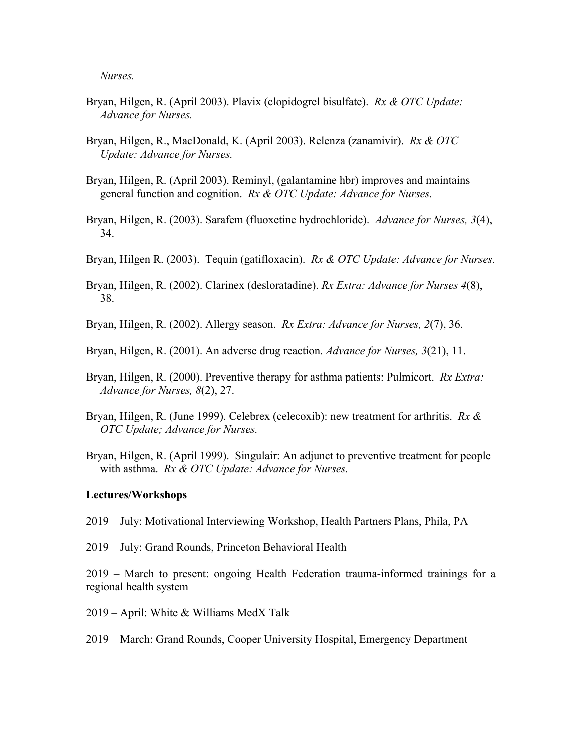*Nurses.*

Bryan, Hilgen, R. (April 2003). Plavix (clopidogrel bisulfate). *Rx & OTC Update: Advance for Nurses.*

Bryan, Hilgen, R., MacDonald, K. (April 2003). Relenza (zanamivir). *Rx & OTC Update: Advance for Nurses.*

Bryan, Hilgen, R. (April 2003). Reminyl, (galantamine hbr) improves and maintains general function and cognition. *Rx & OTC Update: Advance for Nurses.*

Bryan, Hilgen, R. (2003). Sarafem (fluoxetine hydrochloride). *Advance for Nurses, 3*(4), 34.

Bryan, Hilgen R. (2003). Tequin (gatifloxacin). *Rx & OTC Update: Advance for Nurses.*

Bryan, Hilgen, R. (2002). Clarinex (desloratadine). *Rx Extra: Advance for Nurses 4*(8), 38.

Bryan, Hilgen, R. (2002). Allergy season. *Rx Extra: Advance for Nurses, 2*(7), 36.

Bryan, Hilgen, R. (2001). An adverse drug reaction. *Advance for Nurses, 3*(21), 11.

Bryan, Hilgen, R. (2000). Preventive therapy for asthma patients: Pulmicort. *Rx Extra: Advance for Nurses, 8*(2), 27.

Bryan, Hilgen, R. (June 1999). Celebrex (celecoxib): new treatment for arthritis. *Rx & OTC Update; Advance for Nurses.*

Bryan, Hilgen, R. (April 1999). Singulair: An adjunct to preventive treatment for people with asthma. *Rx & OTC Update: Advance for Nurses.*

**Lectures/Workshops**

2019 – July: Motivational Interviewing Workshop, Health Partners Plans, Phila, PA

2019 – July: Grand Rounds, Princeton Behavioral Health

2019 – March to present: ongoing Health Federation trauma-informed trainings for a regional health system

2019 – April: White & Williams MedX Talk

2019 – March: Grand Rounds, Cooper University Hospital, Emergency Department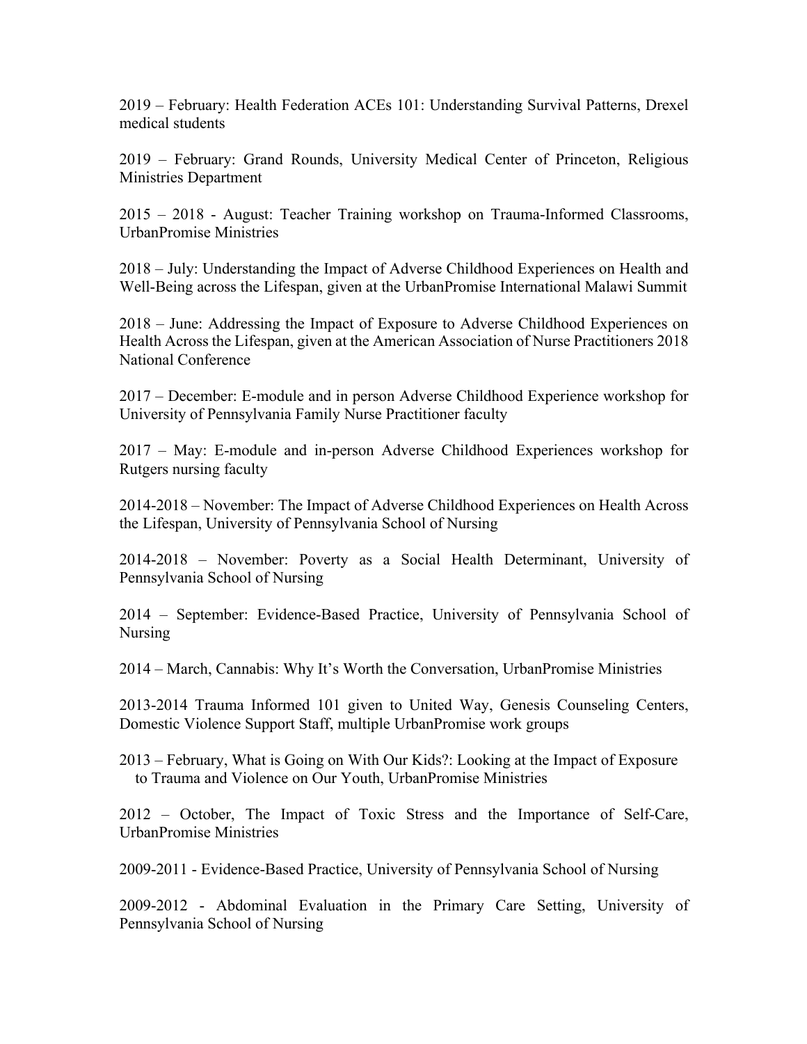2019 – February: Health Federation ACEs 101: Understanding Survival Patterns, Drexel medical students

2019 – February: Grand Rounds, University Medical Center of Princeton, Religious Ministries Department

2015 – 2018 - August: Teacher Training workshop on Trauma-Informed Classrooms, UrbanPromise Ministries

2018 – July: Understanding the Impact of Adverse Childhood Experiences on Health and Well-Being across the Lifespan, given at the UrbanPromise International Malawi Summit

2018 – June: Addressing the Impact of Exposure to Adverse Childhood Experiences on Health Across the Lifespan, given at the American Association of Nurse Practitioners 2018 National Conference

2017 – December: E-module and in person Adverse Childhood Experience workshop for University of Pennsylvania Family Nurse Practitioner faculty

2017 – May: E-module and in-person Adverse Childhood Experiences workshop for Rutgers nursing faculty

2014-2018 – November: The Impact of Adverse Childhood Experiences on Health Across the Lifespan, University of Pennsylvania School of Nursing

2014-2018 – November: Poverty as a Social Health Determinant, University of Pennsylvania School of Nursing

2014 – September: Evidence-Based Practice, University of Pennsylvania School of Nursing

2014 – March, Cannabis: Why It's Worth the Conversation, UrbanPromise Ministries

2013-2014 Trauma Informed 101 given to United Way, Genesis Counseling Centers, Domestic Violence Support Staff, multiple UrbanPromise work groups

2013 – February, What is Going on With Our Kids?: Looking at the Impact of Exposure to Trauma and Violence on Our Youth, UrbanPromise Ministries

2012 – October, The Impact of Toxic Stress and the Importance of Self-Care, UrbanPromise Ministries

2009-2011 - Evidence-Based Practice, University of Pennsylvania School of Nursing

2009-2012 - Abdominal Evaluation in the Primary Care Setting, University of Pennsylvania School of Nursing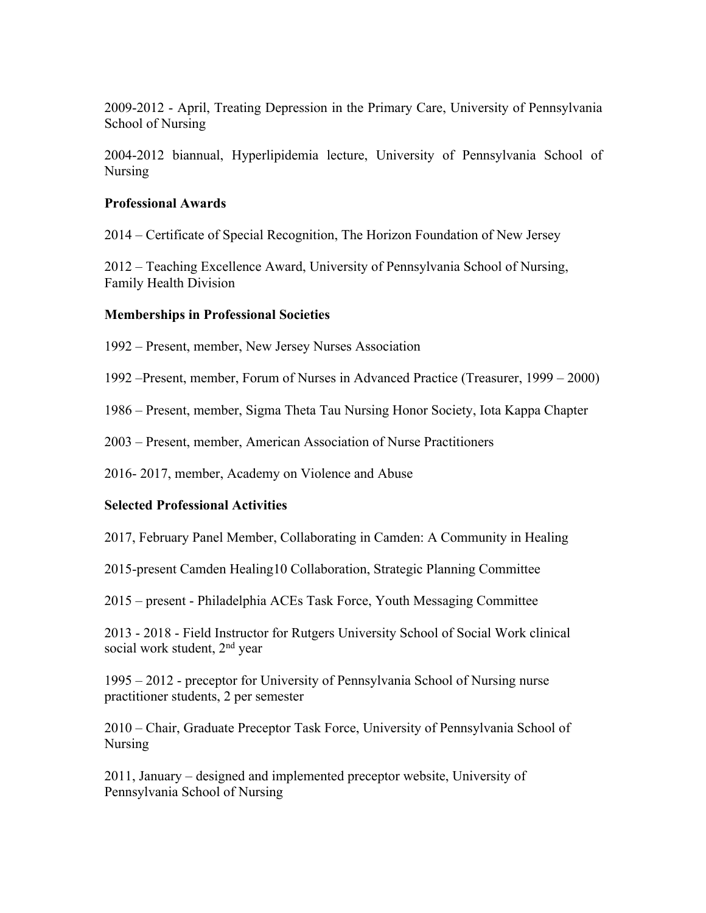2009-2012 - April, Treating Depression in the Primary Care, University of Pennsylvania School of Nursing

2004-2012 biannual, Hyperlipidemia lecture, University of Pennsylvania School of Nursing

**Professional Awards**

2014 – Certificate of Special Recognition, The Horizon Foundation of New Jersey

2012 – Teaching Excellence Award, University of Pennsylvania School of Nursing, Family Health Division

**Memberships in Professional Societies**

1992 – Present, member, New Jersey Nurses Association

1992 –Present, member, Forum of Nurses in Advanced Practice (Treasurer, 1999 – 2000)

1986 – Present, member, Sigma Theta Tau Nursing Honor Society, Iota Kappa Chapter

2003 – Present, member, American Association of Nurse Practitioners

2016- 2017, member, Academy on Violence and Abuse

**Selected Professional Activities**

2017, February Panel Member, Collaborating in Camden: A Community in Healing

2015-present Camden Healing10 Collaboration, Strategic Planning Committee

2015 – present - Philadelphia ACEs Task Force, Youth Messaging Committee

2013 - 2018 - Field Instructor for Rutgers University School of Social Work clinical social work student, 2nd year

1995 – 2012 - preceptor for University of Pennsylvania School of Nursing nurse practitioner students, 2 per semester

2010 – Chair, Graduate Preceptor Task Force, University of Pennsylvania School of Nursing

2011, January – designed and implemented preceptor website, University of Pennsylvania School of Nursing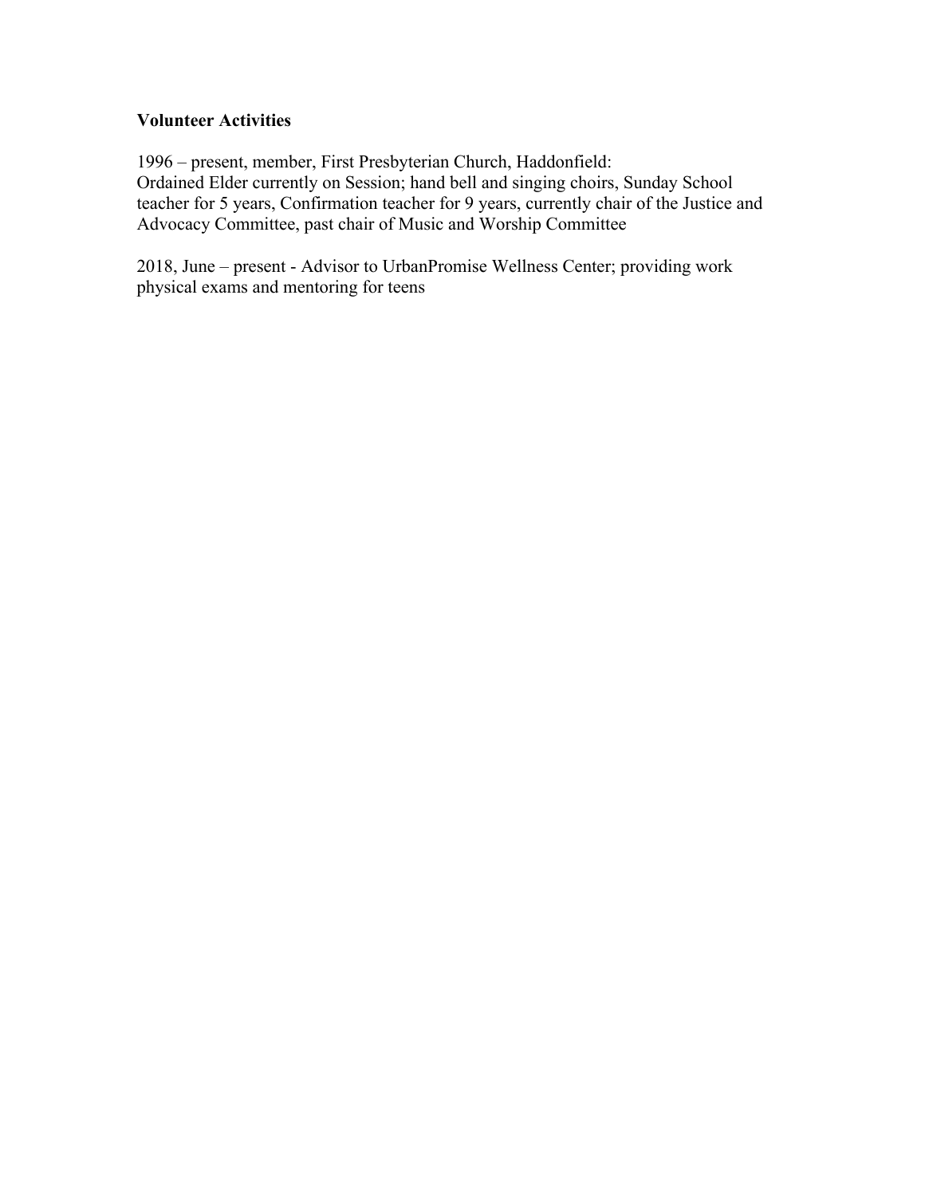**Volunteer Activities**

1996 – present, member, First Presbyterian Church, Haddonfield:
Ordained Elder currently on Session; hand bell and singing choirs, Sunday School teacher for 5 years, Confirmation teacher for 9 years, currently chair of the Justice and Advocacy Committee, past chair of Music and Worship Committee

2018, June – present - Advisor to UrbanPromise Wellness Center; providing work physical exams and mentoring for teens